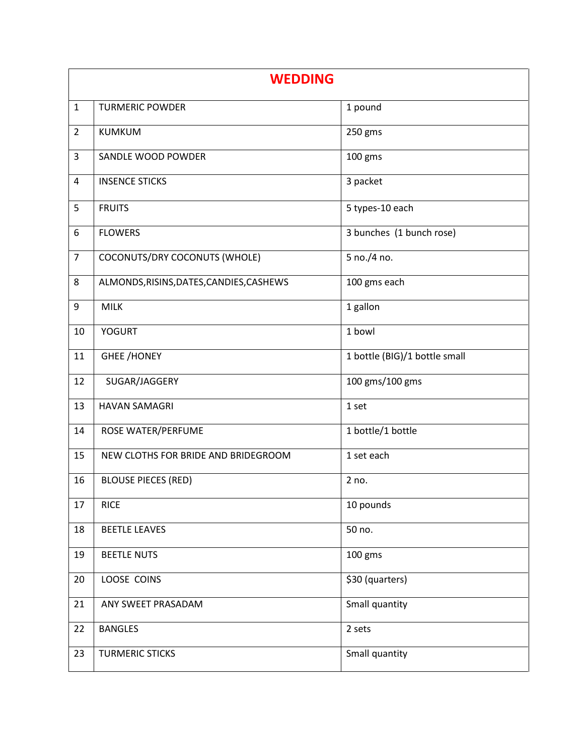# WEDDING

| # | Item | Quantity |
|---|---|---|
| 1 | TURMERIC POWDER | 1 pound |
| 2 | KUMKUM | 250 gms |
| 3 | SANDLE WOOD POWDER | 100 gms |
| 4 | INSENCE STICKS | 3 packet |
| 5 | FRUITS | 5 types-10 each |
| 6 | FLOWERS | 3 bunches (1 bunch rose) |
| 7 | COCONUTS/DRY COCONUTS (WHOLE) | 5 no./4 no. |
| 8 | ALMONDS,RISINS,DATES,CANDIES,CASHEWS | 100 gms each |
| 9 | MILK | 1 gallon |
| 10 | YOGURT | 1 bowl |
| 11 | GHEE /HONEY | 1 bottle (BIG)/1 bottle small |
| 12 | SUGAR/JAGGERY | 100 gms/100 gms |
| 13 | HAVAN SAMAGRI | 1 set |
| 14 | ROSE WATER/PERFUME | 1 bottle/1 bottle |
| 15 | NEW CLOTHS FOR BRIDE AND BRIDEGROOM | 1 set each |
| 16 | BLOUSE PIECES (RED) | 2 no. |
| 17 | RICE | 10 pounds |
| 18 | BEETLE LEAVES | 50 no. |
| 19 | BEETLE NUTS | 100 gms |
| 20 | LOOSE COINS | $30 (quarters) |
| 21 | ANY SWEET PRASADAM | Small quantity |
| 22 | BANGLES | 2 sets |
| 23 | TURMERIC STICKS | Small quantity |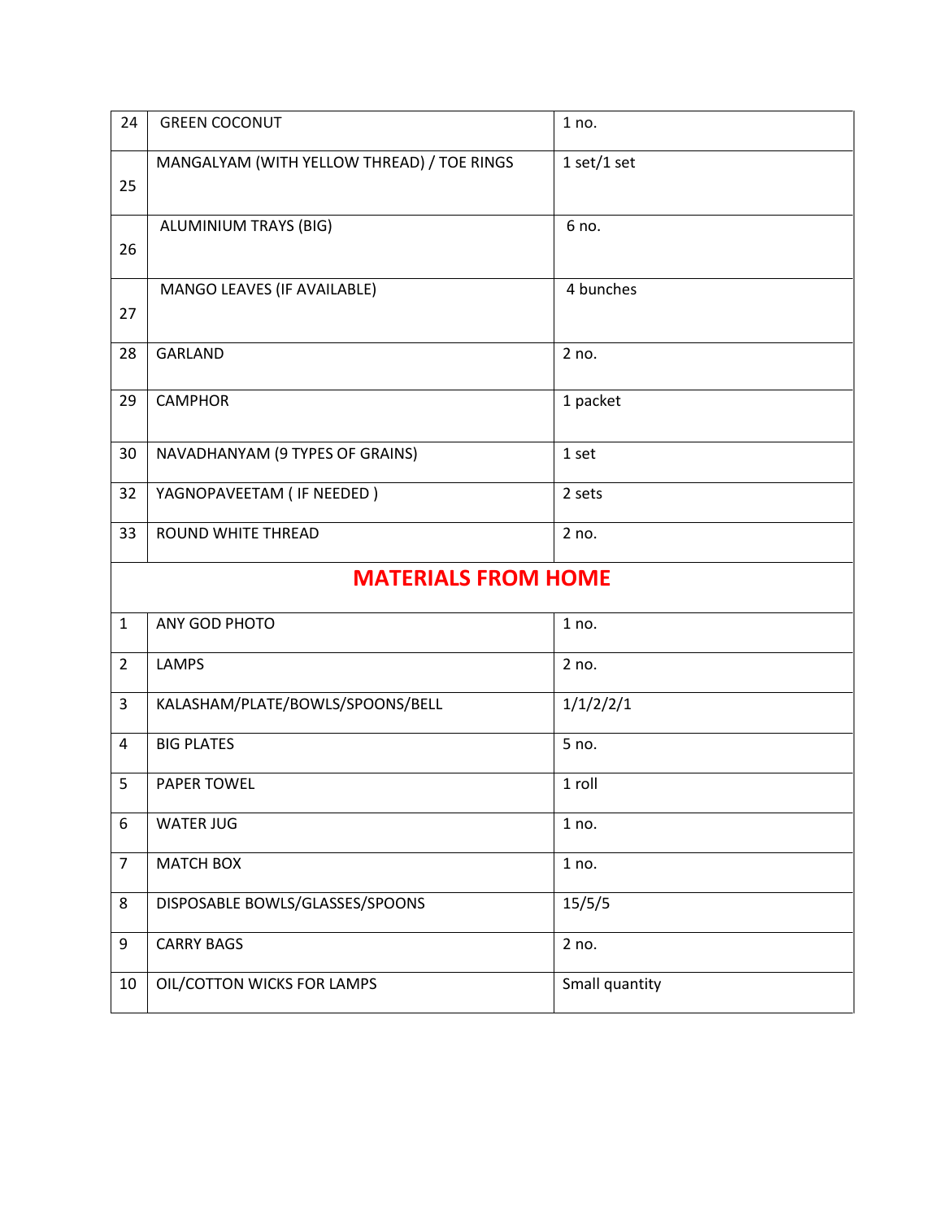| | | |
|---|---|---|
| 24 | GREEN COCONUT | 1 no. |
| 25 | MANGALYAM (WITH YELLOW THREAD) / TOE RINGS | 1 set/1 set |
| 26 | ALUMINIUM TRAYS (BIG) | 6 no. |
| 27 | MANGO LEAVES (IF AVAILABLE) | 4 bunches |
| 28 | GARLAND | 2 no. |
| 29 | CAMPHOR | 1 packet |
| 30 | NAVADHANYAM (9 TYPES OF GRAINS) | 1 set |
| 32 | YAGNOPAVEETAM ( IF NEEDED ) | 2 sets |
| 33 | ROUND WHITE THREAD | 2 no. |
| | **MATERIALS FROM HOME** | |
| 1 | ANY GOD PHOTO | 1 no. |
| 2 | LAMPS | 2 no. |
| 3 | KALASHAM/PLATE/BOWLS/SPOONS/BELL | 1/1/2/2/1 |
| 4 | BIG PLATES | 5 no. |
| 5 | PAPER TOWEL | 1 roll |
| 6 | WATER JUG | 1 no. |
| 7 | MATCH BOX | 1 no. |
| 8 | DISPOSABLE BOWLS/GLASSES/SPOONS | 15/5/5 |
| 9 | CARRY BAGS | 2 no. |
| 10 | OIL/COTTON WICKS FOR LAMPS | Small quantity |